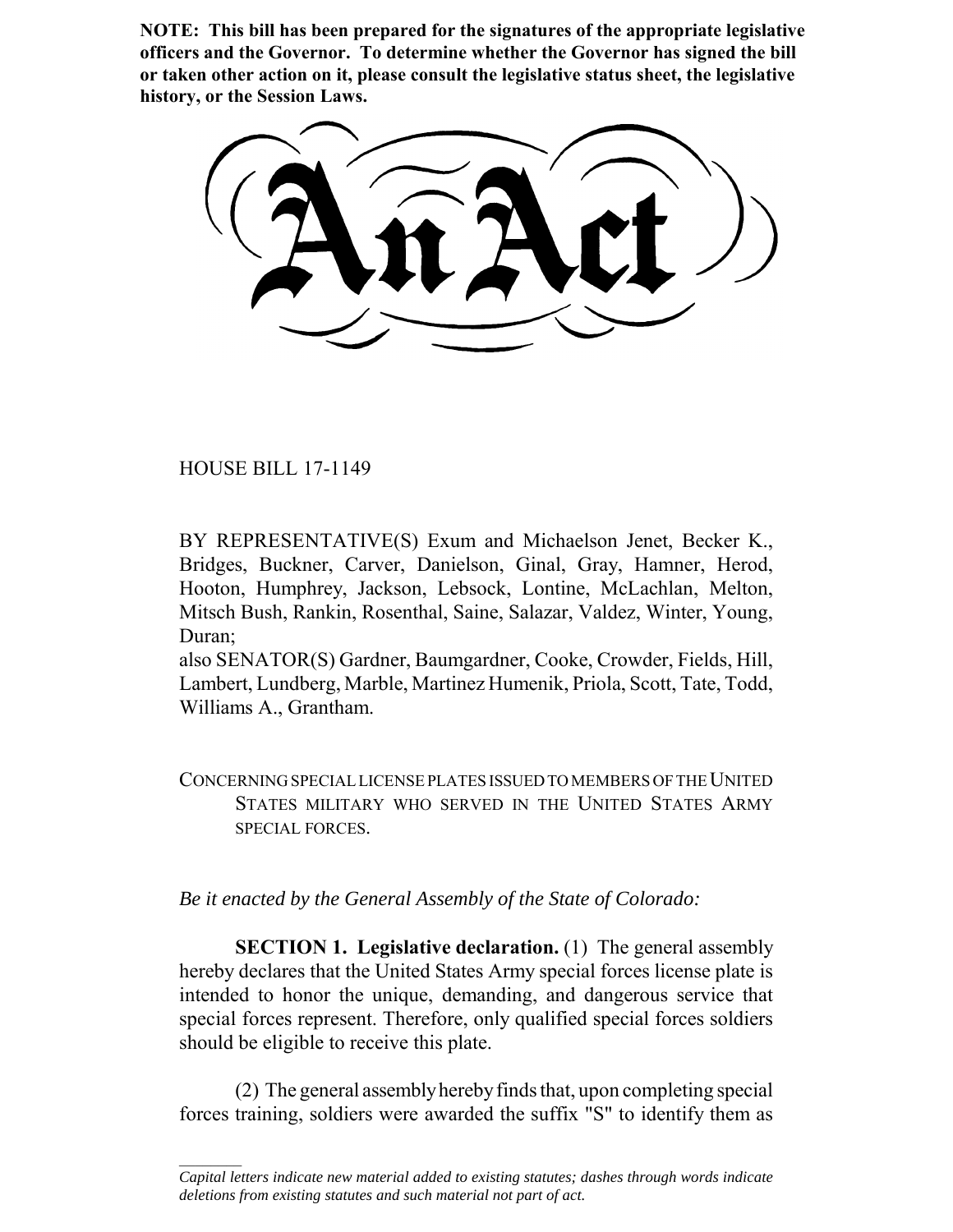**NOTE: This bill has been prepared for the signatures of the appropriate legislative officers and the Governor. To determine whether the Governor has signed the bill or taken other action on it, please consult the legislative status sheet, the legislative history, or the Session Laws.**

# An Act

HOUSE BILL 17-1149

BY REPRESENTATIVE(S) Exum and Michaelson Jenet, Becker K., Bridges, Buckner, Carver, Danielson, Ginal, Gray, Hamner, Herod, Hooton, Humphrey, Jackson, Lebsock, Lontine, McLachlan, Melton, Mitsch Bush, Rankin, Rosenthal, Saine, Salazar, Valdez, Winter, Young, Duran;
also SENATOR(S) Gardner, Baumgardner, Cooke, Crowder, Fields, Hill, Lambert, Lundberg, Marble, Martinez Humenik, Priola, Scott, Tate, Todd, Williams A., Grantham.

CONCERNING SPECIAL LICENSE PLATES ISSUED TO MEMBERS OF THE UNITED STATES MILITARY WHO SERVED IN THE UNITED STATES ARMY SPECIAL FORCES.

*Be it enacted by the General Assembly of the State of Colorado:*

**SECTION 1. Legislative declaration.** (1) The general assembly hereby declares that the United States Army special forces license plate is intended to honor the unique, demanding, and dangerous service that special forces represent. Therefore, only qualified special forces soldiers should be eligible to receive this plate.

(2) The general assembly hereby finds that, upon completing special forces training, soldiers were awarded the suffix "S" to identify them as

*Capital letters indicate new material added to existing statutes; dashes through words indicate deletions from existing statutes and such material not part of act.*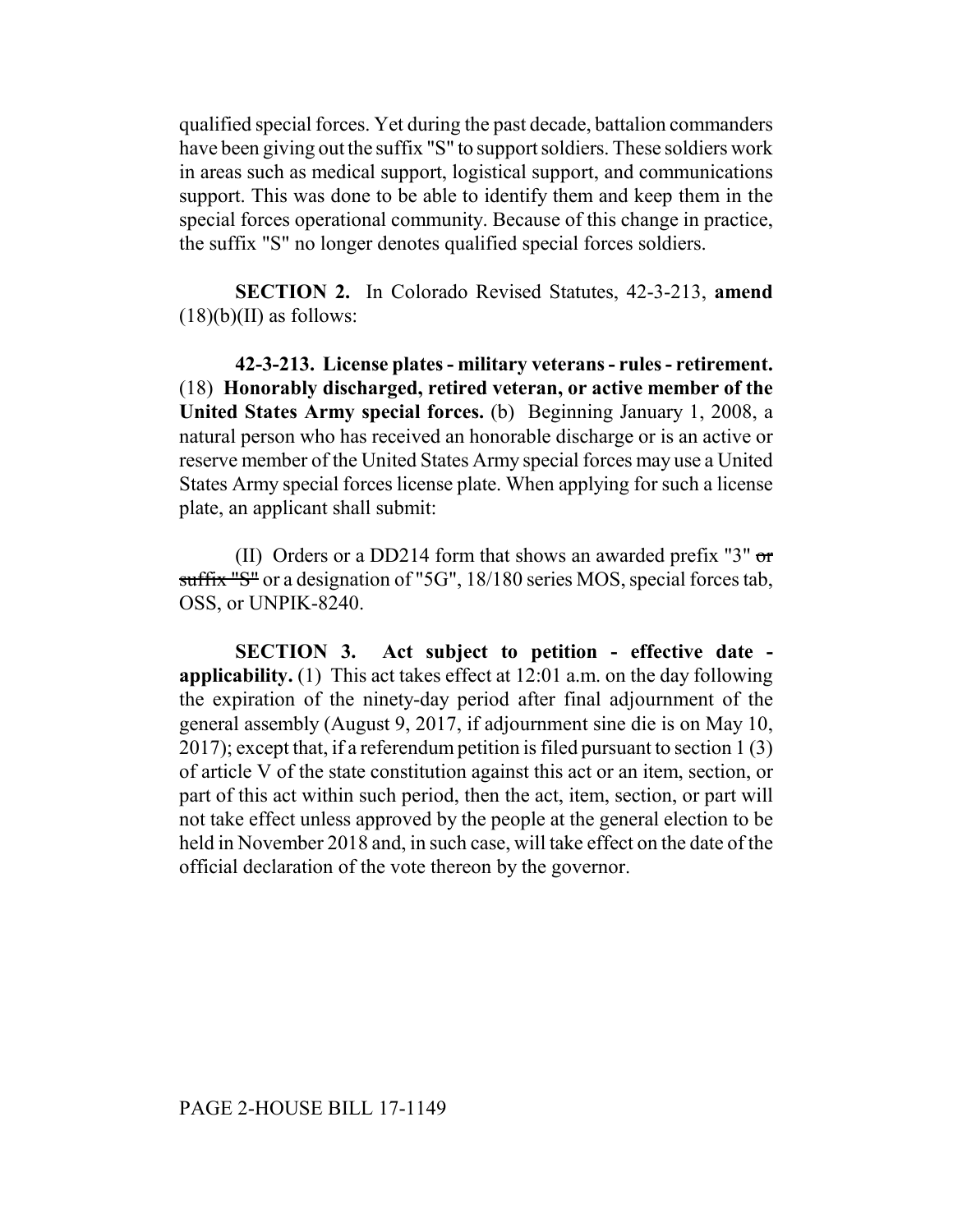qualified special forces. Yet during the past decade, battalion commanders have been giving out the suffix "S" to support soldiers. These soldiers work in areas such as medical support, logistical support, and communications support. This was done to be able to identify them and keep them in the special forces operational community. Because of this change in practice, the suffix "S" no longer denotes qualified special forces soldiers.

**SECTION 2.** In Colorado Revised Statutes, 42-3-213, **amend** (18)(b)(II) as follows:

**42-3-213. License plates - military veterans - rules - retirement.** (18) **Honorably discharged, retired veteran, or active member of the United States Army special forces.** (b) Beginning January 1, 2008, a natural person who has received an honorable discharge or is an active or reserve member of the United States Army special forces may use a United States Army special forces license plate. When applying for such a license plate, an applicant shall submit:

(II) Orders or a DD214 form that shows an awarded prefix "3" ~~or suffix "S"~~ or a designation of "5G", 18/180 series MOS, special forces tab, OSS, or UNPIK-8240.

**SECTION 3. Act subject to petition - effective date - applicability.** (1) This act takes effect at 12:01 a.m. on the day following the expiration of the ninety-day period after final adjournment of the general assembly (August 9, 2017, if adjournment sine die is on May 10, 2017); except that, if a referendum petition is filed pursuant to section 1 (3) of article V of the state constitution against this act or an item, section, or part of this act within such period, then the act, item, section, or part will not take effect unless approved by the people at the general election to be held in November 2018 and, in such case, will take effect on the date of the official declaration of the vote thereon by the governor.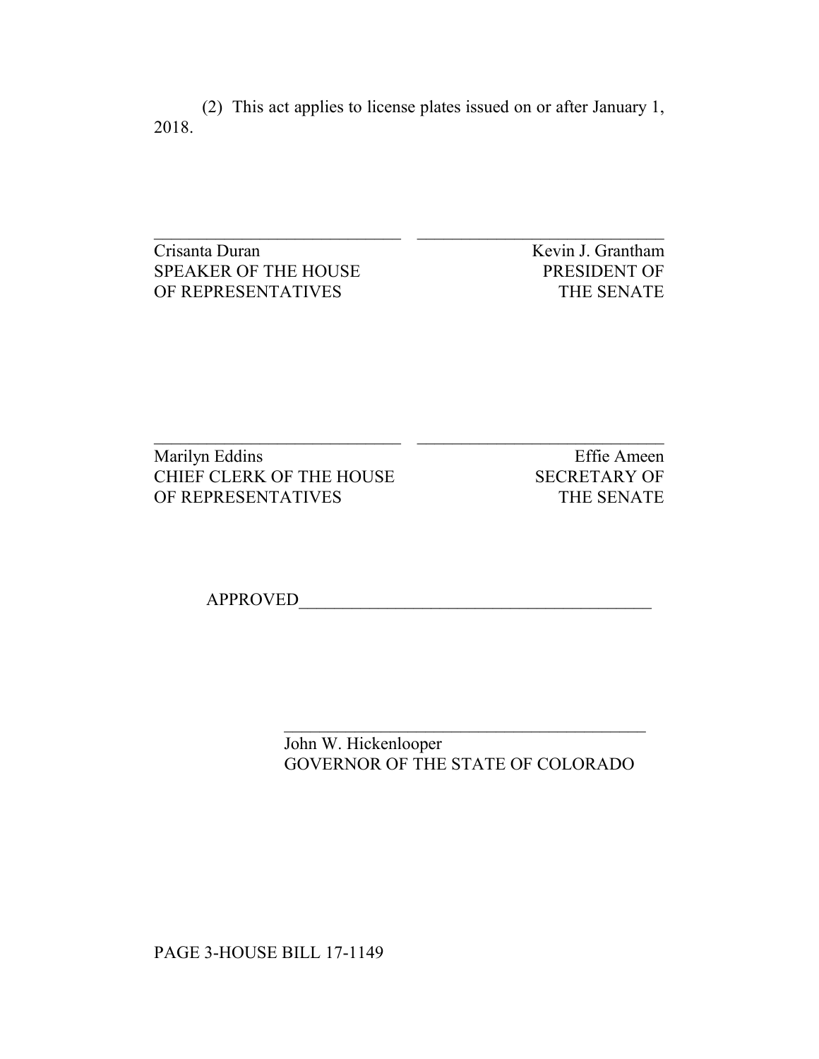(2) This act applies to license plates issued on or after January 1, 2018.

| | |
|---|---|
| \_\_\_\_\_\_\_\_\_\_\_\_\_\_\_\_\_\_\_\_\_\_\_\_\_\_\_\_ | \_\_\_\_\_\_\_\_\_\_\_\_\_\_\_\_\_\_\_\_\_\_\_\_\_\_\_\_ |
| Crisanta Duran | Kevin J. Grantham |
| SPEAKER OF THE HOUSE OF REPRESENTATIVES | PRESIDENT OF THE SENATE |

| | |
|---|---|
| \_\_\_\_\_\_\_\_\_\_\_\_\_\_\_\_\_\_\_\_\_\_\_\_\_\_\_\_ | \_\_\_\_\_\_\_\_\_\_\_\_\_\_\_\_\_\_\_\_\_\_\_\_\_\_\_\_ |
| Marilyn Eddins | Effie Ameen |
| CHIEF CLERK OF THE HOUSE OF REPRESENTATIVES | SECRETARY OF THE SENATE |

APPROVED\_\_\_\_\_\_\_\_\_\_\_\_\_\_\_\_\_\_\_\_\_\_\_\_\_\_\_\_\_\_\_\_\_\_\_\_\_\_\_\_

\_\_\_\_\_\_\_\_\_\_\_\_\_\_\_\_\_\_\_\_\_\_\_\_\_\_\_\_\_\_\_\_\_\_\_\_\_\_\_\_

John W. Hickenlooper
GOVERNOR OF THE STATE OF COLORADO

PAGE 3-HOUSE BILL 17-1149